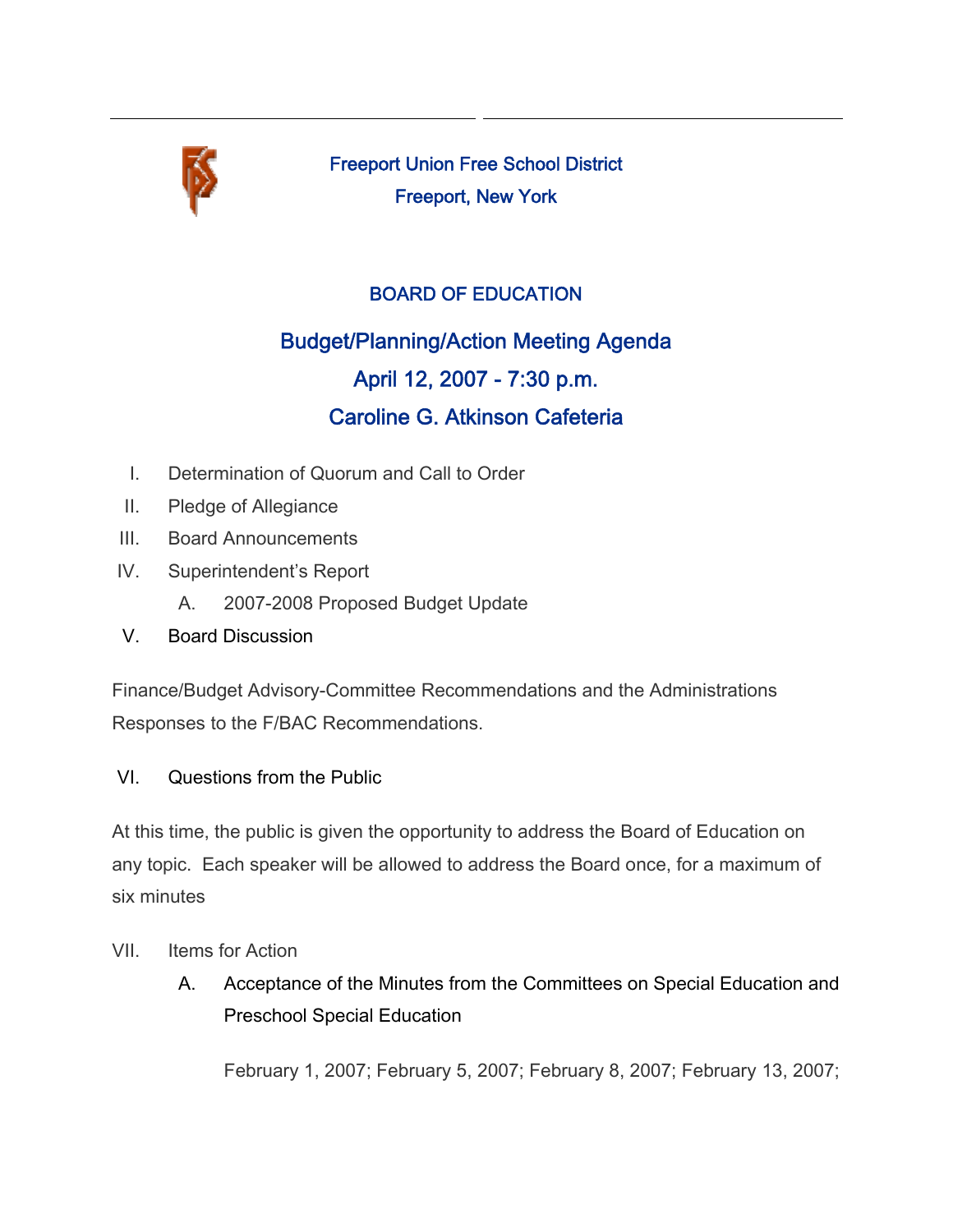# Freeport Union Free School District

## Freeport, New York

## BOARD OF EDUCATION

## Budget/Planning/Action Meeting Agenda

## April 12, 2007 - 7:30 p.m.

## Caroline G. Atkinson Cafeteria

I. Determination of Quorum and Call to Order

II. Pledge of Allegiance

III. Board Announcements

IV. Superintendent's Report

   A. 2007-2008 Proposed Budget Update

V. Board Discussion

Finance/Budget Advisory-Committee Recommendations and the Administrations Responses to the F/BAC Recommendations.

VI. Questions from the Public

At this time, the public is given the opportunity to address the Board of Education on any topic. Each speaker will be allowed to address the Board once, for a maximum of six minutes

VII. Items for Action

   A. Acceptance of the Minutes from the Committees on Special Education and Preschool Special Education

      February 1, 2007; February 5, 2007; February 8, 2007; February 13, 2007;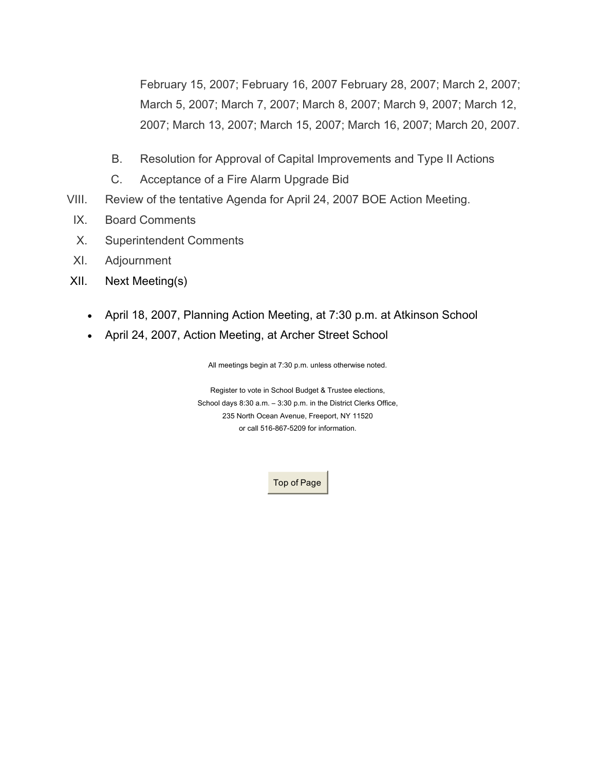February 15, 2007; February 16, 2007 February 28, 2007; March 2, 2007; March 5, 2007; March 7, 2007; March 8, 2007; March 9, 2007; March 12, 2007; March 13, 2007; March 15, 2007; March 16, 2007; March 20, 2007.

B. Resolution for Approval of Capital Improvements and Type II Actions

C. Acceptance of a Fire Alarm Upgrade Bid

VIII. Review of the tentative Agenda for April 24, 2007 BOE Action Meeting.

IX. Board Comments

X. Superintendent Comments

XI. Adjournment

XII. Next Meeting(s)

- April 18, 2007, Planning Action Meeting, at 7:30 p.m. at Atkinson School
- April 24, 2007, Action Meeting, at Archer Street School

All meetings begin at 7:30 p.m. unless otherwise noted.

Register to vote in School Budget & Trustee elections,
School days 8:30 a.m. – 3:30 p.m. in the District Clerks Office,
235 North Ocean Avenue, Freeport, NY 11520
or call 516-867-5209 for information.

Top of Page